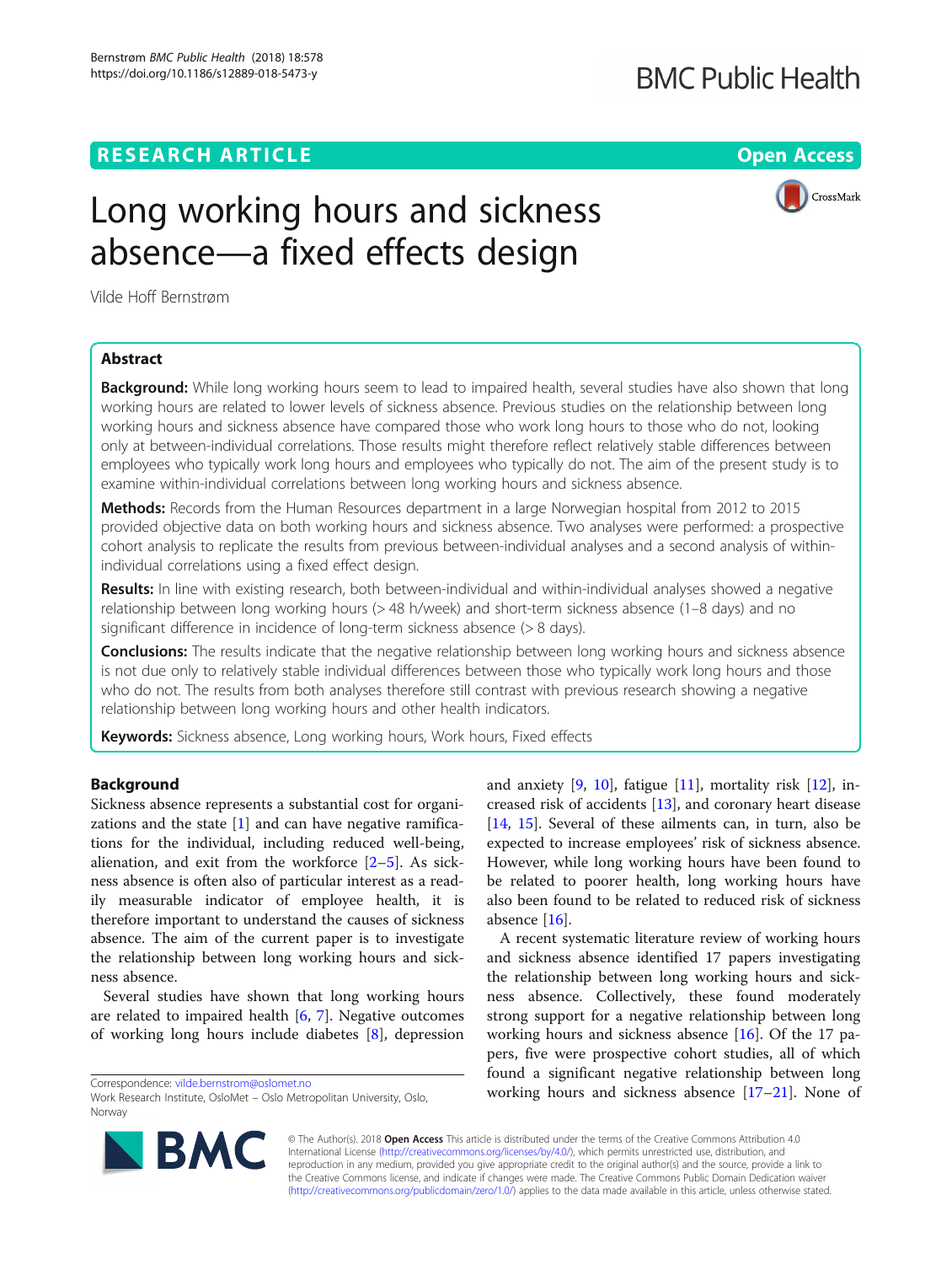RESEARCH ARTICLE

Open Access

# Long working hours and sickness absence—a fixed effects design

Vilde Hoff Bernstrøm

## Abstract

**Background:** While long working hours seem to lead to impaired health, several studies have also shown that long working hours are related to lower levels of sickness absence. Previous studies on the relationship between long working hours and sickness absence have compared those who work long hours to those who do not, looking only at between-individual correlations. Those results might therefore reflect relatively stable differences between employees who typically work long hours and employees who typically do not. The aim of the present study is to examine within-individual correlations between long working hours and sickness absence.

**Methods:** Records from the Human Resources department in a large Norwegian hospital from 2012 to 2015 provided objective data on both working hours and sickness absence. Two analyses were performed: a prospective cohort analysis to replicate the results from previous between-individual analyses and a second analysis of within-individual correlations using a fixed effect design.

**Results:** In line with existing research, both between-individual and within-individual analyses showed a negative relationship between long working hours (> 48 h/week) and short-term sickness absence (1–8 days) and no significant difference in incidence of long-term sickness absence (> 8 days).

**Conclusions:** The results indicate that the negative relationship between long working hours and sickness absence is not due only to relatively stable individual differences between those who typically work long hours and those who do not. The results from both analyses therefore still contrast with previous research showing a negative relationship between long working hours and other health indicators.

**Keywords:** Sickness absence, Long working hours, Work hours, Fixed effects

## Background

Sickness absence represents a substantial cost for organizations and the state [1] and can have negative ramifications for the individual, including reduced well-being, alienation, and exit from the workforce [2–5]. As sickness absence is often also of particular interest as a readily measurable indicator of employee health, it is therefore important to understand the causes of sickness absence. The aim of the current paper is to investigate the relationship between long working hours and sickness absence.

Several studies have shown that long working hours are related to impaired health [6, 7]. Negative outcomes of working long hours include diabetes [8], depression and anxiety [9, 10], fatigue [11], mortality risk [12], increased risk of accidents [13], and coronary heart disease [14, 15]. Several of these ailments can, in turn, also be expected to increase employees' risk of sickness absence. However, while long working hours have been found to be related to poorer health, long working hours have also been found to be related to reduced risk of sickness absence [16].

A recent systematic literature review of working hours and sickness absence identified 17 papers investigating the relationship between long working hours and sickness absence. Collectively, these found moderately strong support for a negative relationship between long working hours and sickness absence [16]. Of the 17 papers, five were prospective cohort studies, all of which found a significant negative relationship between long working hours and sickness absence [17–21]. None of

Correspondence: vilde.bernstrom@oslomet.no
Work Research Institute, OsloMet – Oslo Metropolitan University, Oslo, Norway

© The Author(s). 2018 **Open Access** This article is distributed under the terms of the Creative Commons Attribution 4.0 International License (http://creativecommons.org/licenses/by/4.0/), which permits unrestricted use, distribution, and reproduction in any medium, provided you give appropriate credit to the original author(s) and the source, provide a link to the Creative Commons license, and indicate if changes were made. The Creative Commons Public Domain Dedication waiver (http://creativecommons.org/publicdomain/zero/1.0/) applies to the data made available in this article, unless otherwise stated.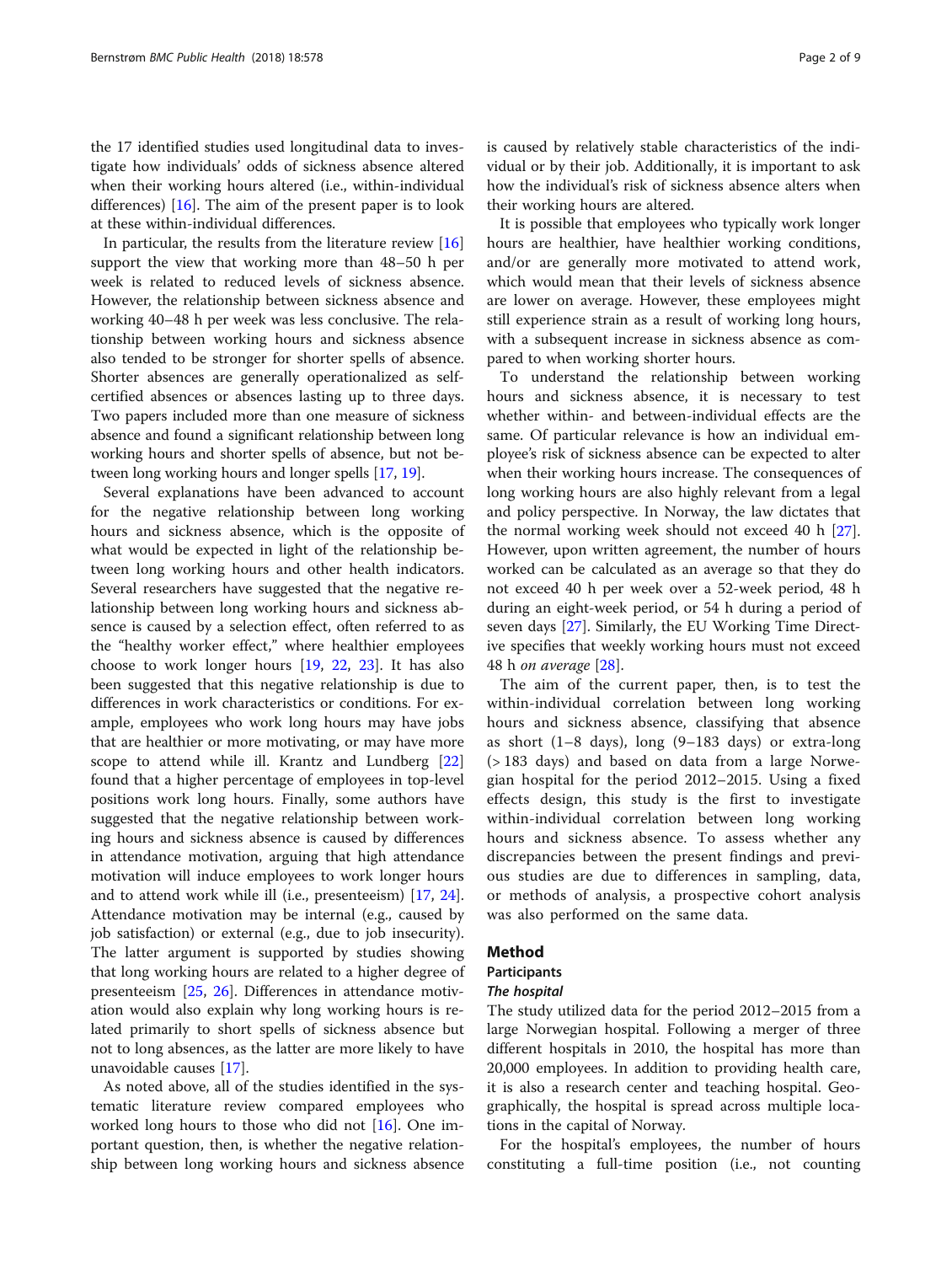the 17 identified studies used longitudinal data to investigate how individuals' odds of sickness absence altered when their working hours altered (i.e., within-individual differences) [16]. The aim of the present paper is to look at these within-individual differences.

In particular, the results from the literature review [16] support the view that working more than 48–50 h per week is related to reduced levels of sickness absence. However, the relationship between sickness absence and working 40–48 h per week was less conclusive. The relationship between working hours and sickness absence also tended to be stronger for shorter spells of absence. Shorter absences are generally operationalized as self-certified absences or absences lasting up to three days. Two papers included more than one measure of sickness absence and found a significant relationship between long working hours and shorter spells of absence, but not between long working hours and longer spells [17, 19].

Several explanations have been advanced to account for the negative relationship between long working hours and sickness absence, which is the opposite of what would be expected in light of the relationship between long working hours and other health indicators. Several researchers have suggested that the negative relationship between long working hours and sickness absence is caused by a selection effect, often referred to as the "healthy worker effect," where healthier employees choose to work longer hours [19, 22, 23]. It has also been suggested that this negative relationship is due to differences in work characteristics or conditions. For example, employees who work long hours may have jobs that are healthier or more motivating, or may have more scope to attend while ill. Krantz and Lundberg [22] found that a higher percentage of employees in top-level positions work long hours. Finally, some authors have suggested that the negative relationship between working hours and sickness absence is caused by differences in attendance motivation, arguing that high attendance motivation will induce employees to work longer hours and to attend work while ill (i.e., presenteeism) [17, 24]. Attendance motivation may be internal (e.g., caused by job satisfaction) or external (e.g., due to job insecurity). The latter argument is supported by studies showing that long working hours are related to a higher degree of presenteeism [25, 26]. Differences in attendance motivation would also explain why long working hours is related primarily to short spells of sickness absence but not to long absences, as the latter are more likely to have unavoidable causes [17].

As noted above, all of the studies identified in the systematic literature review compared employees who worked long hours to those who did not [16]. One important question, then, is whether the negative relationship between long working hours and sickness absence is caused by relatively stable characteristics of the individual or by their job. Additionally, it is important to ask how the individual's risk of sickness absence alters when their working hours are altered.

It is possible that employees who typically work longer hours are healthier, have healthier working conditions, and/or are generally more motivated to attend work, which would mean that their levels of sickness absence are lower on average. However, these employees might still experience strain as a result of working long hours, with a subsequent increase in sickness absence as compared to when working shorter hours.

To understand the relationship between working hours and sickness absence, it is necessary to test whether within- and between-individual effects are the same. Of particular relevance is how an individual employee's risk of sickness absence can be expected to alter when their working hours increase. The consequences of long working hours are also highly relevant from a legal and policy perspective. In Norway, the law dictates that the normal working week should not exceed 40 h [27]. However, upon written agreement, the number of hours worked can be calculated as an average so that they do not exceed 40 h per week over a 52-week period, 48 h during an eight-week period, or 54 h during a period of seven days [27]. Similarly, the EU Working Time Directive specifies that weekly working hours must not exceed 48 h *on average* [28].

The aim of the current paper, then, is to test the within-individual correlation between long working hours and sickness absence, classifying that absence as short (1–8 days), long (9–183 days) or extra-long (> 183 days) and based on data from a large Norwegian hospital for the period 2012–2015. Using a fixed effects design, this study is the first to investigate within-individual correlation between long working hours and sickness absence. To assess whether any discrepancies between the present findings and previous studies are due to differences in sampling, data, or methods of analysis, a prospective cohort analysis was also performed on the same data.

## Method

### Participants

#### *The hospital*

The study utilized data for the period 2012–2015 from a large Norwegian hospital. Following a merger of three different hospitals in 2010, the hospital has more than 20,000 employees. In addition to providing health care, it is also a research center and teaching hospital. Geographically, the hospital is spread across multiple locations in the capital of Norway.

For the hospital's employees, the number of hours constituting a full-time position (i.e., not counting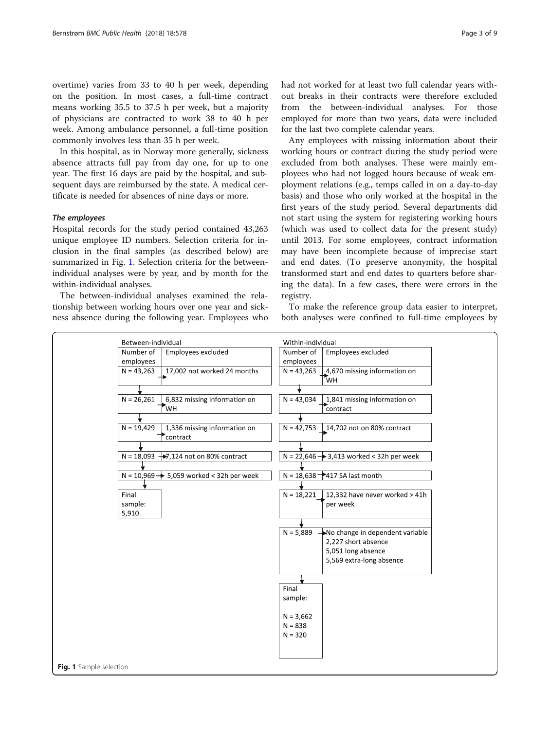overtime) varies from 33 to 40 h per week, depending on the position. In most cases, a full-time contract means working 35.5 to 37.5 h per week, but a majority of physicians are contracted to work 38 to 40 h per week. Among ambulance personnel, a full-time position commonly involves less than 35 h per week.

In this hospital, as in Norway more generally, sickness absence attracts full pay from day one, for up to one year. The first 16 days are paid by the hospital, and subsequent days are reimbursed by the state. A medical certificate is needed for absences of nine days or more.

### *The employees*

Hospital records for the study period contained 43,263 unique employee ID numbers. Selection criteria for inclusion in the final samples (as described below) are summarized in Fig. 1. Selection criteria for the between-individual analyses were by year, and by month for the within-individual analyses.

The between-individual analyses examined the relationship between working hours over one year and sickness absence during the following year. Employees who had not worked for at least two full calendar years without breaks in their contracts were therefore excluded from the between-individual analyses. For those employed for more than two years, data were included for the last two complete calendar years.

Any employees with missing information about their working hours or contract during the study period were excluded from both analyses. These were mainly employees who had not logged hours because of weak employment relations (e.g., temps called in on a day-to-day basis) and those who only worked at the hospital in the first years of the study period. Several departments did not start using the system for registering working hours (which was used to collect data for the present study) until 2013. For some employees, contract information may have been incomplete because of imprecise start and end dates. (To preserve anonymity, the hospital transformed start and end dates to quarters before sharing the data). In a few cases, there were errors in the registry.

To make the reference group data easier to interpret, both analyses were confined to full-time employees by

**Between-individual**

| Number of employees | Employees excluded |
|---|---|
| N = 43,263 | 17,002 not worked 24 months |
| N = 26,261 | 6,832 missing information on WH |
| N = 19,429 | 1,336 missing information on contract |
| N = 18,093 | 7,124 not on 80% contract |
| N = 10,969 | 5,059 worked < 32h per week |
| Final sample: 5,910 | |

**Within-individual**

| Number of employees | Employees excluded |
|---|---|
| N = 43,263 | 4,670 missing information on WH |
| N = 43,034 | 1,841 missing information on contract |
| N = 42,753 | 14,702 not on 80% contract |
| N = 22,646 | 3,413 worked < 32h per week |
| N = 18,638 | 417 SA last month |
| N = 18,221 | 12,332 have never worked > 41h per week |
| N = 5,889 | No change in dependent variable: 2,227 short absence; 5,051 long absence; 5,569 extra-long absence |
| Final sample: N = 3,662; N = 838; N = 320 | |

**Fig. 1** Sample selection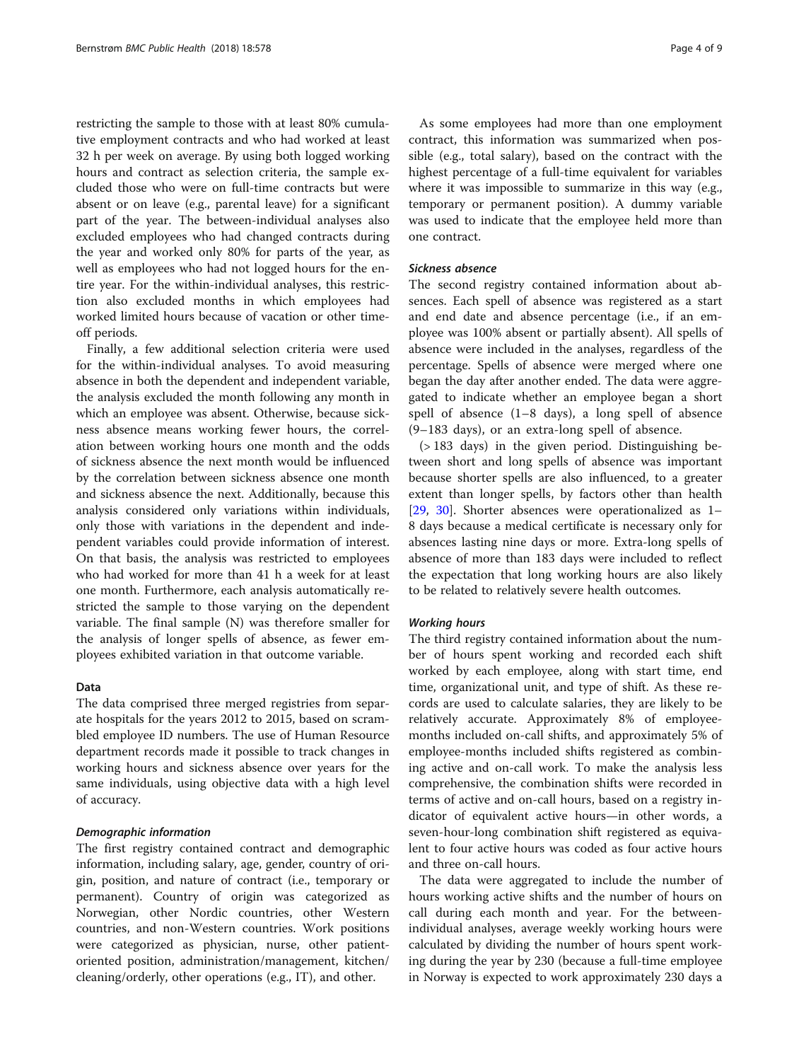restricting the sample to those with at least 80% cumulative employment contracts and who had worked at least 32 h per week on average. By using both logged working hours and contract as selection criteria, the sample excluded those who were on full-time contracts but were absent or on leave (e.g., parental leave) for a significant part of the year. The between-individual analyses also excluded employees who had changed contracts during the year and worked only 80% for parts of the year, as well as employees who had not logged hours for the entire year. For the within-individual analyses, this restriction also excluded months in which employees had worked limited hours because of vacation or other time-off periods.

Finally, a few additional selection criteria were used for the within-individual analyses. To avoid measuring absence in both the dependent and independent variable, the analysis excluded the month following any month in which an employee was absent. Otherwise, because sickness absence means working fewer hours, the correlation between working hours one month and the odds of sickness absence the next month would be influenced by the correlation between sickness absence one month and sickness absence the next. Additionally, because this analysis considered only variations within individuals, only those with variations in the dependent and independent variables could provide information of interest. On that basis, the analysis was restricted to employees who had worked for more than 41 h a week for at least one month. Furthermore, each analysis automatically restricted the sample to those varying on the dependent variable. The final sample (N) was therefore smaller for the analysis of longer spells of absence, as fewer employees exhibited variation in that outcome variable.

## Data

The data comprised three merged registries from separate hospitals for the years 2012 to 2015, based on scrambled employee ID numbers. The use of Human Resource department records made it possible to track changes in working hours and sickness absence over years for the same individuals, using objective data with a high level of accuracy.

### *Demographic information*

The first registry contained contract and demographic information, including salary, age, gender, country of origin, position, and nature of contract (i.e., temporary or permanent). Country of origin was categorized as Norwegian, other Nordic countries, other Western countries, and non-Western countries. Work positions were categorized as physician, nurse, other patient-oriented position, administration/management, kitchen/cleaning/orderly, other operations (e.g., IT), and other.

As some employees had more than one employment contract, this information was summarized when possible (e.g., total salary), based on the contract with the highest percentage of a full-time equivalent for variables where it was impossible to summarize in this way (e.g., temporary or permanent position). A dummy variable was used to indicate that the employee held more than one contract.

### *Sickness absence*

The second registry contained information about absences. Each spell of absence was registered as a start and end date and absence percentage (i.e., if an employee was 100% absent or partially absent). All spells of absence were included in the analyses, regardless of the percentage. Spells of absence were merged where one began the day after another ended. The data were aggregated to indicate whether an employee began a short spell of absence (1–8 days), a long spell of absence (9–183 days), or an extra-long spell of absence.

(> 183 days) in the given period. Distinguishing between short and long spells of absence was important because shorter spells are also influenced, to a greater extent than longer spells, by factors other than health [29, 30]. Shorter absences were operationalized as 1–8 days because a medical certificate is necessary only for absences lasting nine days or more. Extra-long spells of absence of more than 183 days were included to reflect the expectation that long working hours are also likely to be related to relatively severe health outcomes.

### *Working hours*

The third registry contained information about the number of hours spent working and recorded each shift worked by each employee, along with start time, end time, organizational unit, and type of shift. As these records are used to calculate salaries, they are likely to be relatively accurate. Approximately 8% of employee-months included on-call shifts, and approximately 5% of employee-months included shifts registered as combining active and on-call work. To make the analysis less comprehensive, the combination shifts were recorded in terms of active and on-call hours, based on a registry indicator of equivalent active hours—in other words, a seven-hour-long combination shift registered as equivalent to four active hours was coded as four active hours and three on-call hours.

The data were aggregated to include the number of hours working active shifts and the number of hours on call during each month and year. For the between-individual analyses, average weekly working hours were calculated by dividing the number of hours spent working during the year by 230 (because a full-time employee in Norway is expected to work approximately 230 days a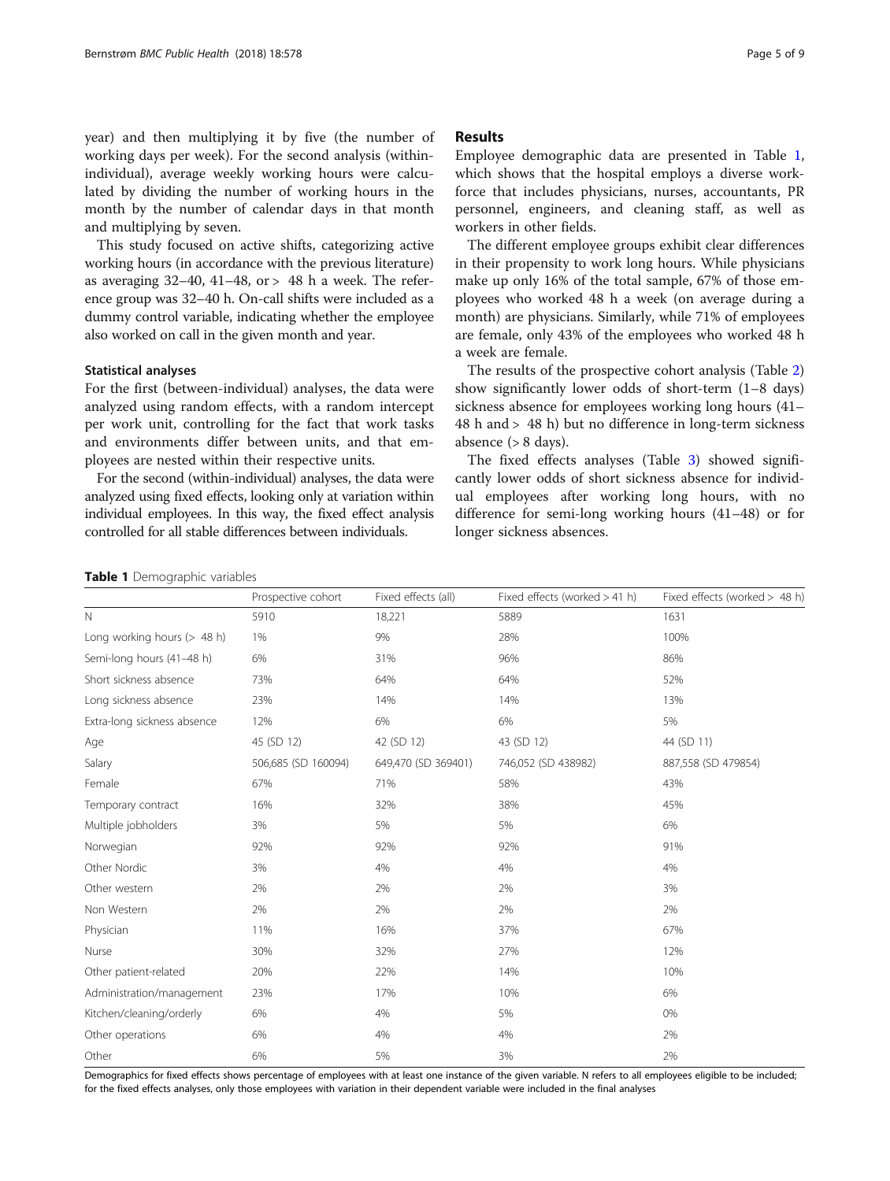year) and then multiplying it by five (the number of working days per week). For the second analysis (within-individual), average weekly working hours were calculated by dividing the number of working hours in the month by the number of calendar days in that month and multiplying by seven.

This study focused on active shifts, categorizing active working hours (in accordance with the previous literature) as averaging 32–40, 41–48, or > 48 h a week. The reference group was 32–40 h. On-call shifts were included as a dummy control variable, indicating whether the employee also worked on call in the given month and year.

### Statistical analyses

For the first (between-individual) analyses, the data were analyzed using random effects, with a random intercept per work unit, controlling for the fact that work tasks and environments differ between units, and that employees are nested within their respective units.

For the second (within-individual) analyses, the data were analyzed using fixed effects, looking only at variation within individual employees. In this way, the fixed effect analysis controlled for all stable differences between individuals.

## Results

Employee demographic data are presented in Table 1, which shows that the hospital employs a diverse workforce that includes physicians, nurses, accountants, PR personnel, engineers, and cleaning staff, as well as workers in other fields.

The different employee groups exhibit clear differences in their propensity to work long hours. While physicians make up only 16% of the total sample, 67% of those employees who worked 48 h a week (on average during a month) are physicians. Similarly, while 71% of employees are female, only 43% of the employees who worked 48 h a week are female.

The results of the prospective cohort analysis (Table 2) show significantly lower odds of short-term (1–8 days) sickness absence for employees working long hours (41–48 h and > 48 h) but no difference in long-term sickness absence (> 8 days).

The fixed effects analyses (Table 3) showed significantly lower odds of short sickness absence for individual employees after working long hours, with no difference for semi-long working hours (41–48) or for longer sickness absences.

**Table 1** Demographic variables

| | Prospective cohort | Fixed effects (all) | Fixed effects (worked > 41 h) | Fixed effects (worked > 48 h) |
|---|---|---|---|---|
| N | 5910 | 18,221 | 5889 | 1631 |
| Long working hours (> 48 h) | 1% | 9% | 28% | 100% |
| Semi-long hours (41–48 h) | 6% | 31% | 96% | 86% |
| Short sickness absence | 73% | 64% | 64% | 52% |
| Long sickness absence | 23% | 14% | 14% | 13% |
| Extra-long sickness absence | 12% | 6% | 6% | 5% |
| Age | 45 (SD 12) | 42 (SD 12) | 43 (SD 12) | 44 (SD 11) |
| Salary | 506,685 (SD 160094) | 649,470 (SD 369401) | 746,052 (SD 438982) | 887,558 (SD 479854) |
| Female | 67% | 71% | 58% | 43% |
| Temporary contract | 16% | 32% | 38% | 45% |
| Multiple jobholders | 3% | 5% | 5% | 6% |
| Norwegian | 92% | 92% | 92% | 91% |
| Other Nordic | 3% | 4% | 4% | 4% |
| Other western | 2% | 2% | 2% | 3% |
| Non Western | 2% | 2% | 2% | 2% |
| Physician | 11% | 16% | 37% | 67% |
| Nurse | 30% | 32% | 27% | 12% |
| Other patient-related | 20% | 22% | 14% | 10% |
| Administration/management | 23% | 17% | 10% | 6% |
| Kitchen/cleaning/orderly | 6% | 4% | 5% | 0% |
| Other operations | 6% | 4% | 4% | 2% |
| Other | 6% | 5% | 3% | 2% |

Demographics for fixed effects shows percentage of employees with at least one instance of the given variable. N refers to all employees eligible to be included; for the fixed effects analyses, only those employees with variation in their dependent variable were included in the final analyses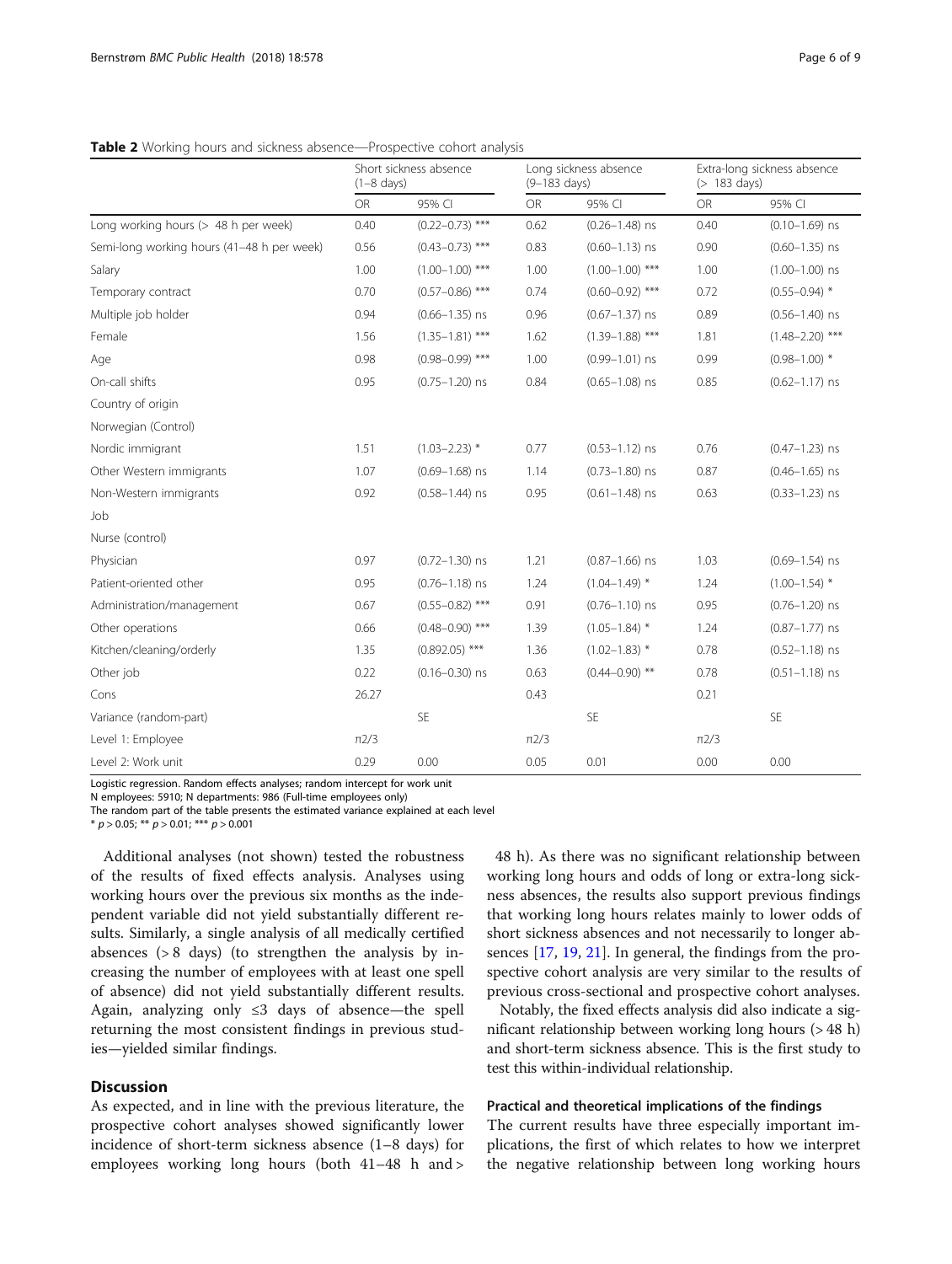**Table 2** Working hours and sickness absence—Prospective cohort analysis

| | Short sickness absence (1–8 days) | | Long sickness absence (9–183 days) | | Extra-long sickness absence (> 183 days) | |
|---|---|---|---|---|---|---|
| | OR | 95% CI | OR | 95% CI | OR | 95% CI |
| Long working hours (> 48 h per week) | 0.40 | (0.22–0.73) *** | 0.62 | (0.26–1.48) ns | 0.40 | (0.10–1.69) ns |
| Semi-long working hours (41–48 h per week) | 0.56 | (0.43–0.73) *** | 0.83 | (0.60–1.13) ns | 0.90 | (0.60–1.35) ns |
| Salary | 1.00 | (1.00–1.00) *** | 1.00 | (1.00–1.00) *** | 1.00 | (1.00–1.00) ns |
| Temporary contract | 0.70 | (0.57–0.86) *** | 0.74 | (0.60–0.92) *** | 0.72 | (0.55–0.94) * |
| Multiple job holder | 0.94 | (0.66–1.35) ns | 0.96 | (0.67–1.37) ns | 0.89 | (0.56–1.40) ns |
| Female | 1.56 | (1.35–1.81) *** | 1.62 | (1.39–1.88) *** | 1.81 | (1.48–2.20) *** |
| Age | 0.98 | (0.98–0.99) *** | 1.00 | (0.99–1.01) ns | 0.99 | (0.98–1.00) * |
| On-call shifts | 0.95 | (0.75–1.20) ns | 0.84 | (0.65–1.08) ns | 0.85 | (0.62–1.17) ns |
| Country of origin | | | | | | |
| Norwegian (Control) | | | | | | |
| Nordic immigrant | 1.51 | (1.03–2.23) * | 0.77 | (0.53–1.12) ns | 0.76 | (0.47–1.23) ns |
| Other Western immigrants | 1.07 | (0.69–1.68) ns | 1.14 | (0.73–1.80) ns | 0.87 | (0.46–1.65) ns |
| Non-Western immigrants | 0.92 | (0.58–1.44) ns | 0.95 | (0.61–1.48) ns | 0.63 | (0.33–1.23) ns |
| Job | | | | | | |
| Nurse (control) | | | | | | |
| Physician | 0.97 | (0.72–1.30) ns | 1.21 | (0.87–1.66) ns | 1.03 | (0.69–1.54) ns |
| Patient-oriented other | 0.95 | (0.76–1.18) ns | 1.24 | (1.04–1.49) * | 1.24 | (1.00–1.54) * |
| Administration/management | 0.67 | (0.55–0.82) *** | 0.91 | (0.76–1.10) ns | 0.95 | (0.76–1.20) ns |
| Other operations | 0.66 | (0.48–0.90) *** | 1.39 | (1.05–1.84) * | 1.24 | (0.87–1.77) ns |
| Kitchen/cleaning/orderly | 1.35 | (0.892.05) *** | 1.36 | (1.02–1.83) * | 0.78 | (0.52–1.18) ns |
| Other job | 0.22 | (0.16–0.30) ns | 0.63 | (0.44–0.90) ** | 0.78 | (0.51–1.18) ns |
| Cons | 26.27 | | 0.43 | | 0.21 | |
| Variance (random-part) | | SE | | SE | | SE |
| Level 1: Employee | π2/3 | | π2/3 | | π2/3 | |
| Level 2: Work unit | 0.29 | 0.00 | 0.05 | 0.01 | 0.00 | 0.00 |

Logistic regression. Random effects analyses; random intercept for work unit
N employees: 5910; N departments: 986 (Full-time employees only)
The random part of the table presents the estimated variance explained at each level
* $p > 0.05$; ** $p > 0.01$; *** $p > 0.001$

Additional analyses (not shown) tested the robustness of the results of fixed effects analysis. Analyses using working hours over the previous six months as the independent variable did not yield substantially different results. Similarly, a single analysis of all medically certified absences (> 8 days) (to strengthen the analysis by increasing the number of employees with at least one spell of absence) did not yield substantially different results. Again, analyzing only ≤3 days of absence—the spell returning the most consistent findings in previous studies—yielded similar findings.

## Discussion

As expected, and in line with the previous literature, the prospective cohort analyses showed significantly lower incidence of short-term sickness absence (1–8 days) for employees working long hours (both 41–48 h and > 48 h). As there was no significant relationship between working long hours and odds of long or extra-long sickness absences, the results also support previous findings that working long hours relates mainly to lower odds of short sickness absences and not necessarily to longer absences [17, 19, 21]. In general, the findings from the prospective cohort analysis are very similar to the results of previous cross-sectional and prospective cohort analyses.

Notably, the fixed effects analysis did also indicate a significant relationship between working long hours (> 48 h) and short-term sickness absence. This is the first study to test this within-individual relationship.

### Practical and theoretical implications of the findings

The current results have three especially important implications, the first of which relates to how we interpret the negative relationship between long working hours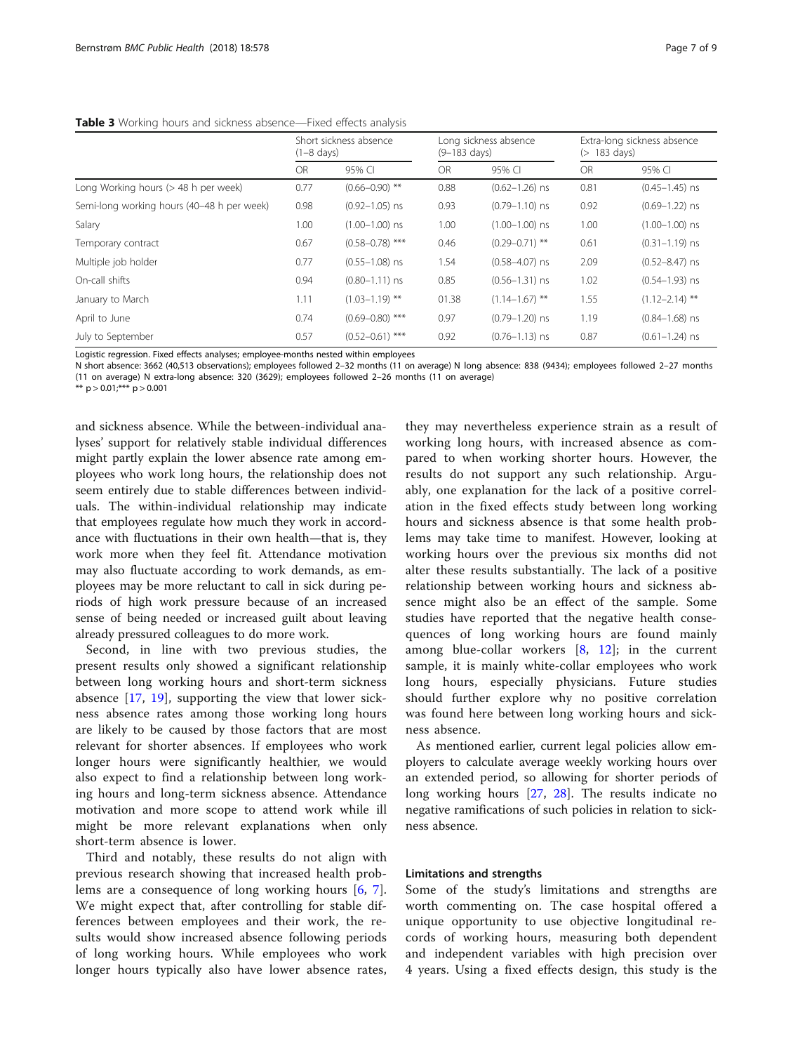**Table 3** Working hours and sickness absence—Fixed effects analysis

| | Short sickness absence (1–8 days) | | Long sickness absence (9–183 days) | | Extra-long sickness absence (> 183 days) | |
|---|---|---|---|---|---|---|
| | OR | 95% CI | OR | 95% CI | OR | 95% CI |
| Long Working hours (> 48 h per week) | 0.77 | (0.66–0.90) ** | 0.88 | (0.62–1.26) ns | 0.81 | (0.45–1.45) ns |
| Semi-long working hours (40–48 h per week) | 0.98 | (0.92–1.05) ns | 0.93 | (0.79–1.10) ns | 0.92 | (0.69–1.22) ns |
| Salary | 1.00 | (1.00–1.00) ns | 1.00 | (1.00–1.00) ns | 1.00 | (1.00–1.00) ns |
| Temporary contract | 0.67 | (0.58–0.78) *** | 0.46 | (0.29–0.71) ** | 0.61 | (0.31–1.19) ns |
| Multiple job holder | 0.77 | (0.55–1.08) ns | 1.54 | (0.58–4.07) ns | 2.09 | (0.52–8.47) ns |
| On-call shifts | 0.94 | (0.80–1.11) ns | 0.85 | (0.56–1.31) ns | 1.02 | (0.54–1.93) ns |
| January to March | 1.11 | (1.03–1.19) ** | 01.38 | (1.14–1.67) ** | 1.55 | (1.12–2.14) ** |
| April to June | 0.74 | (0.69–0.80) *** | 0.97 | (0.79–1.20) ns | 1.19 | (0.84–1.68) ns |
| July to September | 0.57 | (0.52–0.61) *** | 0.92 | (0.76–1.13) ns | 0.87 | (0.61–1.24) ns |

Logistic regression. Fixed effects analyses; employee-months nested within employees
N short absence: 3662 (40,513 observations); employees followed 2–32 months (11 on average) N long absence: 838 (9434); employees followed 2–27 months (11 on average) N extra-long absence: 320 (3629); employees followed 2–26 months (11 on average)
** p > 0.01;*** p > 0.001

and sickness absence. While the between-individual analyses' support for relatively stable individual differences might partly explain the lower absence rate among employees who work long hours, the relationship does not seem entirely due to stable differences between individuals. The within-individual relationship may indicate that employees regulate how much they work in accordance with fluctuations in their own health—that is, they work more when they feel fit. Attendance motivation may also fluctuate according to work demands, as employees may be more reluctant to call in sick during periods of high work pressure because of an increased sense of being needed or increased guilt about leaving already pressured colleagues to do more work.

Second, in line with two previous studies, the present results only showed a significant relationship between long working hours and short-term sickness absence [17, 19], supporting the view that lower sickness absence rates among those working long hours are likely to be caused by those factors that are most relevant for shorter absences. If employees who work longer hours were significantly healthier, we would also expect to find a relationship between long working hours and long-term sickness absence. Attendance motivation and more scope to attend work while ill might be more relevant explanations when only short-term absence is lower.

Third and notably, these results do not align with previous research showing that increased health problems are a consequence of long working hours [6, 7]. We might expect that, after controlling for stable differences between employees and their work, the results would show increased absence following periods of long working hours. While employees who work longer hours typically also have lower absence rates, they may nevertheless experience strain as a result of working long hours, with increased absence as compared to when working shorter hours. However, the results do not support any such relationship. Arguably, one explanation for the lack of a positive correlation in the fixed effects study between long working hours and sickness absence is that some health problems may take time to manifest. However, looking at working hours over the previous six months did not alter these results substantially. The lack of a positive relationship between working hours and sickness absence might also be an effect of the sample. Some studies have reported that the negative health consequences of long working hours are found mainly among blue-collar workers [8, 12]; in the current sample, it is mainly white-collar employees who work long hours, especially physicians. Future studies should further explore why no positive correlation was found here between long working hours and sickness absence.

As mentioned earlier, current legal policies allow employers to calculate average weekly working hours over an extended period, so allowing for shorter periods of long working hours [27, 28]. The results indicate no negative ramifications of such policies in relation to sickness absence.

### Limitations and strengths

Some of the study's limitations and strengths are worth commenting on. The case hospital offered a unique opportunity to use objective longitudinal records of working hours, measuring both dependent and independent variables with high precision over 4 years. Using a fixed effects design, this study is the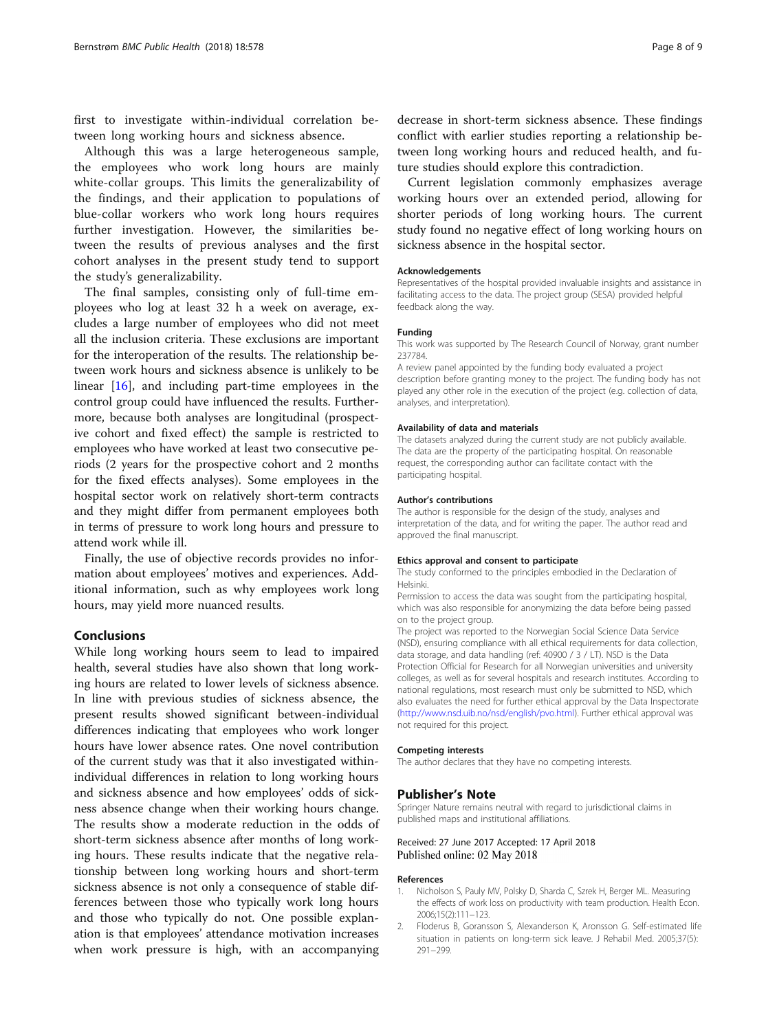first to investigate within-individual correlation between long working hours and sickness absence.

Although this was a large heterogeneous sample, the employees who work long hours are mainly white-collar groups. This limits the generalizability of the findings, and their application to populations of blue-collar workers who work long hours requires further investigation. However, the similarities between the results of previous analyses and the first cohort analyses in the present study tend to support the study's generalizability.

The final samples, consisting only of full-time employees who log at least 32 h a week on average, excludes a large number of employees who did not meet all the inclusion criteria. These exclusions are important for the interoperation of the results. The relationship between work hours and sickness absence is unlikely to be linear [16], and including part-time employees in the control group could have influenced the results. Furthermore, because both analyses are longitudinal (prospective cohort and fixed effect) the sample is restricted to employees who have worked at least two consecutive periods (2 years for the prospective cohort and 2 months for the fixed effects analyses). Some employees in the hospital sector work on relatively short-term contracts and they might differ from permanent employees both in terms of pressure to work long hours and pressure to attend work while ill.

Finally, the use of objective records provides no information about employees' motives and experiences. Additional information, such as why employees work long hours, may yield more nuanced results.

## Conclusions

While long working hours seem to lead to impaired health, several studies have also shown that long working hours are related to lower levels of sickness absence. In line with previous studies of sickness absence, the present results showed significant between-individual differences indicating that employees who work longer hours have lower absence rates. One novel contribution of the current study was that it also investigated within-individual differences in relation to long working hours and sickness absence and how employees' odds of sickness absence change when their working hours change. The results show a moderate reduction in the odds of short-term sickness absence after months of long working hours. These results indicate that the negative relationship between long working hours and short-term sickness absence is not only a consequence of stable differences between those who typically work long hours and those who typically do not. One possible explanation is that employees' attendance motivation increases when work pressure is high, with an accompanying decrease in short-term sickness absence. These findings conflict with earlier studies reporting a relationship between long working hours and reduced health, and future studies should explore this contradiction.

Current legislation commonly emphasizes average working hours over an extended period, allowing for shorter periods of long working hours. The current study found no negative effect of long working hours on sickness absence in the hospital sector.

#### Acknowledgements

Representatives of the hospital provided invaluable insights and assistance in facilitating access to the data. The project group (SESA) provided helpful feedback along the way.

#### Funding

This work was supported by The Research Council of Norway, grant number 237784.

A review panel appointed by the funding body evaluated a project description before granting money to the project. The funding body has not played any other role in the execution of the project (e.g. collection of data, analyses, and interpretation).

#### Availability of data and materials

The datasets analyzed during the current study are not publicly available. The data are the property of the participating hospital. On reasonable request, the corresponding author can facilitate contact with the participating hospital.

#### Author's contributions

The author is responsible for the design of the study, analyses and interpretation of the data, and for writing the paper. The author read and approved the final manuscript.

#### Ethics approval and consent to participate

The study conformed to the principles embodied in the Declaration of Helsinki.

Permission to access the data was sought from the participating hospital, which was also responsible for anonymizing the data before being passed on to the project group.

The project was reported to the Norwegian Social Science Data Service (NSD), ensuring compliance with all ethical requirements for data collection, data storage, and data handling (ref: 40900 / 3 / LT). NSD is the Data Protection Official for Research for all Norwegian universities and university colleges, as well as for several hospitals and research institutes. According to national regulations, most research must only be submitted to NSD, which also evaluates the need for further ethical approval by the Data Inspectorate (http://www.nsd.uib.no/nsd/english/pvo.html). Further ethical approval was not required for this project.

#### Competing interests

The author declares that they have no competing interests.

### Publisher's Note

Springer Nature remains neutral with regard to jurisdictional claims in published maps and institutional affiliations.

Received: 27 June 2017 Accepted: 17 April 2018
Published online: 02 May 2018

#### References

1. Nicholson S, Pauly MV, Polsky D, Sharda C, Szrek H, Berger ML. Measuring the effects of work loss on productivity with team production. Health Econ. 2006;15(2):111–123.
2. Floderus B, Goransson S, Alexanderson K, Aronsson G. Self-estimated life situation in patients on long-term sick leave. J Rehabil Med. 2005;37(5): 291–299.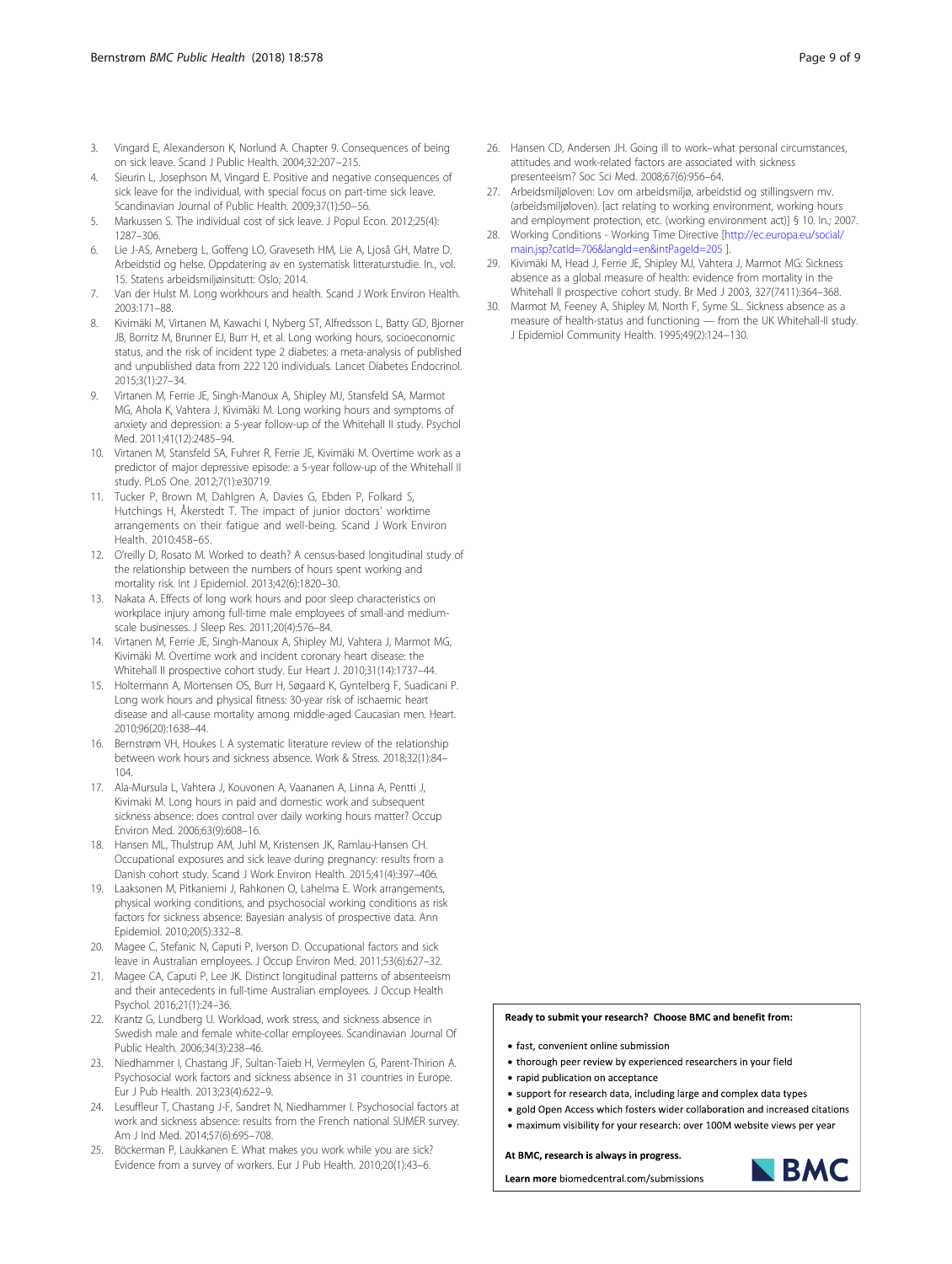3. Vingard E, Alexanderson K, Norlund A. Chapter 9. Consequences of being on sick leave. Scand J Public Health. 2004;32:207–215.
4. Sieurin L, Josephson M, Vingard E. Positive and negative consequences of sick leave for the individual, with special focus on part-time sick leave. Scandinavian Journal of Public Health. 2009;37(1):50–56.
5. Markussen S. The individual cost of sick leave. J Popul Econ. 2012;25(4): 1287–306.
6. Lie J-AS, Arneberg L, Goffeng LO, Graveseth HM, Lie A, Ljoså GH, Matre D. Arbeidstid og helse. Oppdatering av en systematisk litteraturstudie. In., vol. 15. Statens arbeidsmiljøinsitutt: Oslo; 2014.
7. Van der Hulst M. Long workhours and health. Scand J Work Environ Health. 2003:171–88.
8. Kivimäki M, Virtanen M, Kawachi I, Nyberg ST, Alfredsson L, Batty GD, Bjorner JB, Borritz M, Brunner EJ, Burr H, et al. Long working hours, socioeconomic status, and the risk of incident type 2 diabetes: a meta-analysis of published and unpublished data from 222 120 individuals. Lancet Diabetes Endocrinol. 2015;3(1):27–34.
9. Virtanen M, Ferrie JE, Singh-Manoux A, Shipley MJ, Stansfeld SA, Marmot MG, Ahola K, Vahtera J, Kivimäki M. Long working hours and symptoms of anxiety and depression: a 5-year follow-up of the Whitehall II study. Psychol Med. 2011;41(12):2485–94.
10. Virtanen M, Stansfeld SA, Fuhrer R, Ferrie JE, Kivimäki M. Overtime work as a predictor of major depressive episode: a 5-year follow-up of the Whitehall II study. PLoS One. 2012;7(1):e30719.
11. Tucker P, Brown M, Dahlgren A, Davies G, Ebden P, Folkard S, Hutchings H, Åkerstedt T. The impact of junior doctors' worktime arrangements on their fatigue and well-being. Scand J Work Environ Health. 2010:458–65.
12. O'reilly D, Rosato M. Worked to death? A census-based longitudinal study of the relationship between the numbers of hours spent working and mortality risk. Int J Epidemiol. 2013;42(6):1820–30.
13. Nakata A. Effects of long work hours and poor sleep characteristics on workplace injury among full-time male employees of small-and medium-scale businesses. J Sleep Res. 2011;20(4):576–84.
14. Virtanen M, Ferrie JE, Singh-Manoux A, Shipley MJ, Vahtera J, Marmot MG, Kivimäki M. Overtime work and incident coronary heart disease: the Whitehall II prospective cohort study. Eur Heart J. 2010;31(14):1737–44.
15. Holtermann A, Mortensen OS, Burr H, Søgaard K, Gyntelberg F, Suadicani P. Long work hours and physical fitness: 30-year risk of ischaemic heart disease and all-cause mortality among middle-aged Caucasian men. Heart. 2010;96(20):1638–44.
16. Bernstrøm VH, Houkes I. A systematic literature review of the relationship between work hours and sickness absence. Work & Stress. 2018;32(1):84–104.
17. Ala-Mursula L, Vahtera J, Kouvonen A, Vaananen A, Linna A, Pentti J, Kivimaki M. Long hours in paid and domestic work and subsequent sickness absence: does control over daily working hours matter? Occup Environ Med. 2006;63(9):608–16.
18. Hansen ML, Thulstrup AM, Juhl M, Kristensen JK, Ramlau-Hansen CH. Occupational exposures and sick leave during pregnancy: results from a Danish cohort study. Scand J Work Environ Health. 2015;41(4):397–406.
19. Laaksonen M, Pitkaniemi J, Rahkonen O, Lahelma E. Work arrangements, physical working conditions, and psychosocial working conditions as risk factors for sickness absence: Bayesian analysis of prospective data. Ann Epidemiol. 2010;20(5):332–8.
20. Magee C, Stefanic N, Caputi P, Iverson D. Occupational factors and sick leave in Australian employees. J Occup Environ Med. 2011;53(6):627–32.
21. Magee CA, Caputi P, Lee JK. Distinct longitudinal patterns of absenteeism and their antecedents in full-time Australian employees. J Occup Health Psychol. 2016;21(1):24–36.
22. Krantz G, Lundberg U. Workload, work stress, and sickness absence in Swedish male and female white-collar employees. Scandinavian Journal Of Public Health. 2006;34(3):238–46.
23. Niedhammer I, Chastang JF, Sultan-Taieb H, Vermeylen G, Parent-Thirion A. Psychosocial work factors and sickness absence in 31 countries in Europe. Eur J Pub Health. 2013;23(4):622–9.
24. Lesuffleur T, Chastang J-F, Sandret N, Niedhammer I. Psychosocial factors at work and sickness absence: results from the French national SUMER survey. Am J Ind Med. 2014;57(6):695–708.
25. Böckerman P, Laukkanen E. What makes you work while you are sick? Evidence from a survey of workers. Eur J Pub Health. 2010;20(1):43–6.
26. Hansen CD, Andersen JH. Going ill to work–what personal circumstances, attitudes and work-related factors are associated with sickness presenteeism? Soc Sci Med. 2008;67(6):956–64.
27. Arbeidsmiljøloven: Lov om arbeidsmiljø, arbeidstid og stillingsvern mv. (arbeidsmiljøloven). [act relating to working environment, working hours and employment protection, etc. (working environment act)] § 10. In.; 2007.
28. Working Conditions - Working Time Directive [http://ec.europa.eu/social/main.jsp?catId=706&langId=en&intPageId=205 ].
29. Kivimäki M, Head J, Ferrie JE, Shipley MJ, Vahtera J, Marmot MG: Sickness absence as a global measure of health: evidence from mortality in the Whitehall II prospective cohort study. Br Med J 2003, 327(7411):364–368.
30. Marmot M, Feeney A, Shipley M, North F, Syme SL. Sickness absence as a measure of health-status and functioning — from the UK Whitehall-II study. J Epidemiol Community Health. 1995;49(2):124–130.

**Ready to submit your research? Choose BMC and benefit from:**

- fast, convenient online submission
- thorough peer review by experienced researchers in your field
- rapid publication on acceptance
- support for research data, including large and complex data types
- gold Open Access which fosters wider collaboration and increased citations
- maximum visibility for your research: over 100M website views per year

**At BMC, research is always in progress.**

**Learn more** biomedcentral.com/submissions

BMC